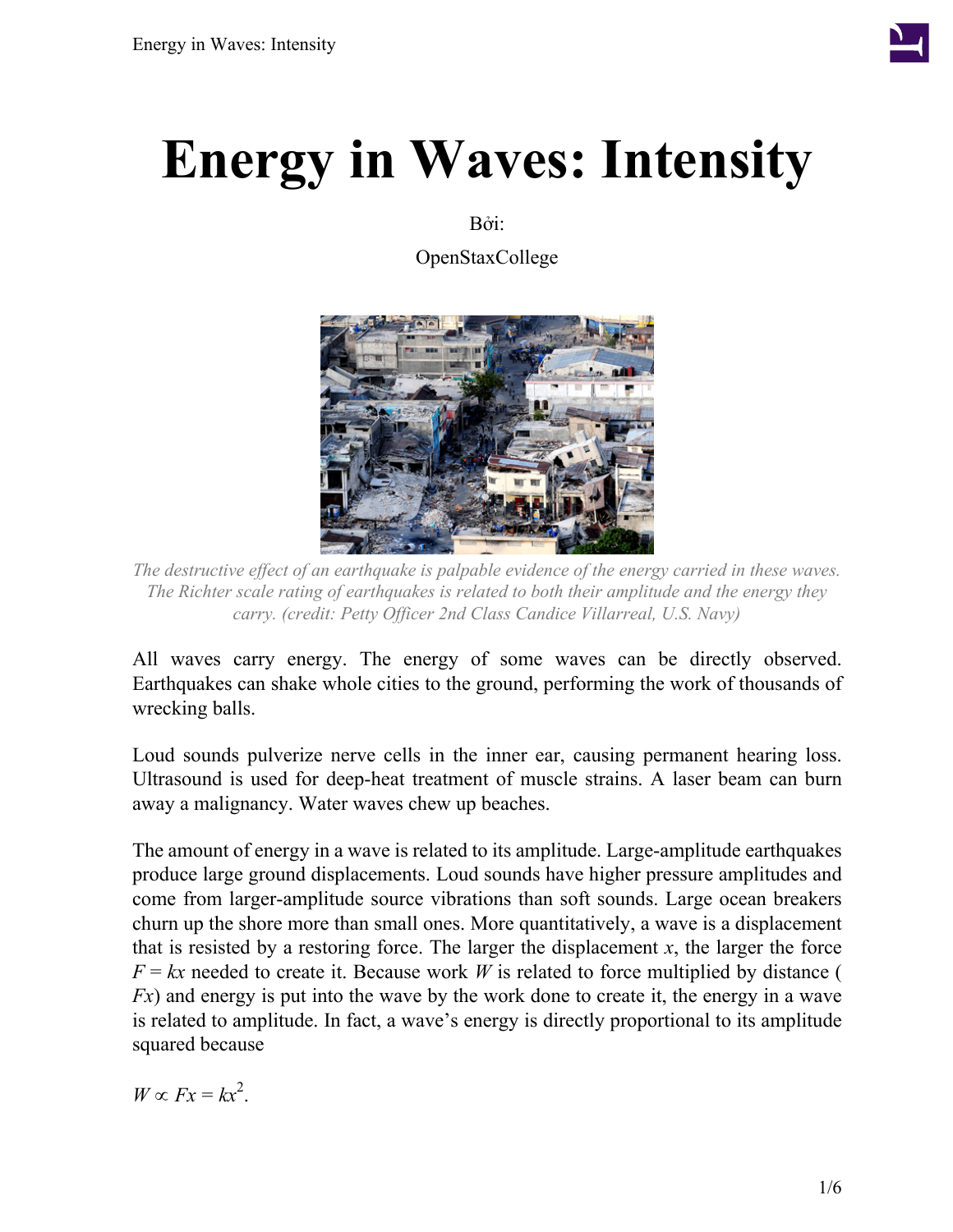# Energy in Waves: Intensity

Bởi:

OpenStaxCollege

*The destructive effect of an earthquake is palpable evidence of the energy carried in these waves. The Richter scale rating of earthquakes is related to both their amplitude and the energy they carry. (credit: Petty Officer 2nd Class Candice Villarreal, U.S. Navy)*

All waves carry energy. The energy of some waves can be directly observed. Earthquakes can shake whole cities to the ground, performing the work of thousands of wrecking balls.

Loud sounds pulverize nerve cells in the inner ear, causing permanent hearing loss. Ultrasound is used for deep-heat treatment of muscle strains. A laser beam can burn away a malignancy. Water waves chew up beaches.

The amount of energy in a wave is related to its amplitude. Large-amplitude earthquakes produce large ground displacements. Loud sounds have higher pressure amplitudes and come from larger-amplitude source vibrations than soft sounds. Large ocean breakers churn up the shore more than small ones. More quantitatively, a wave is a displacement that is resisted by a restoring force. The larger the displacement $x$, the larger the force $F = kx$ needed to create it. Because work $W$ is related to force multiplied by distance ($Fx$) and energy is put into the wave by the work done to create it, the energy in a wave is related to amplitude. In fact, a wave's energy is directly proportional to its amplitude squared because

$$W \propto Fx = kx^2.$$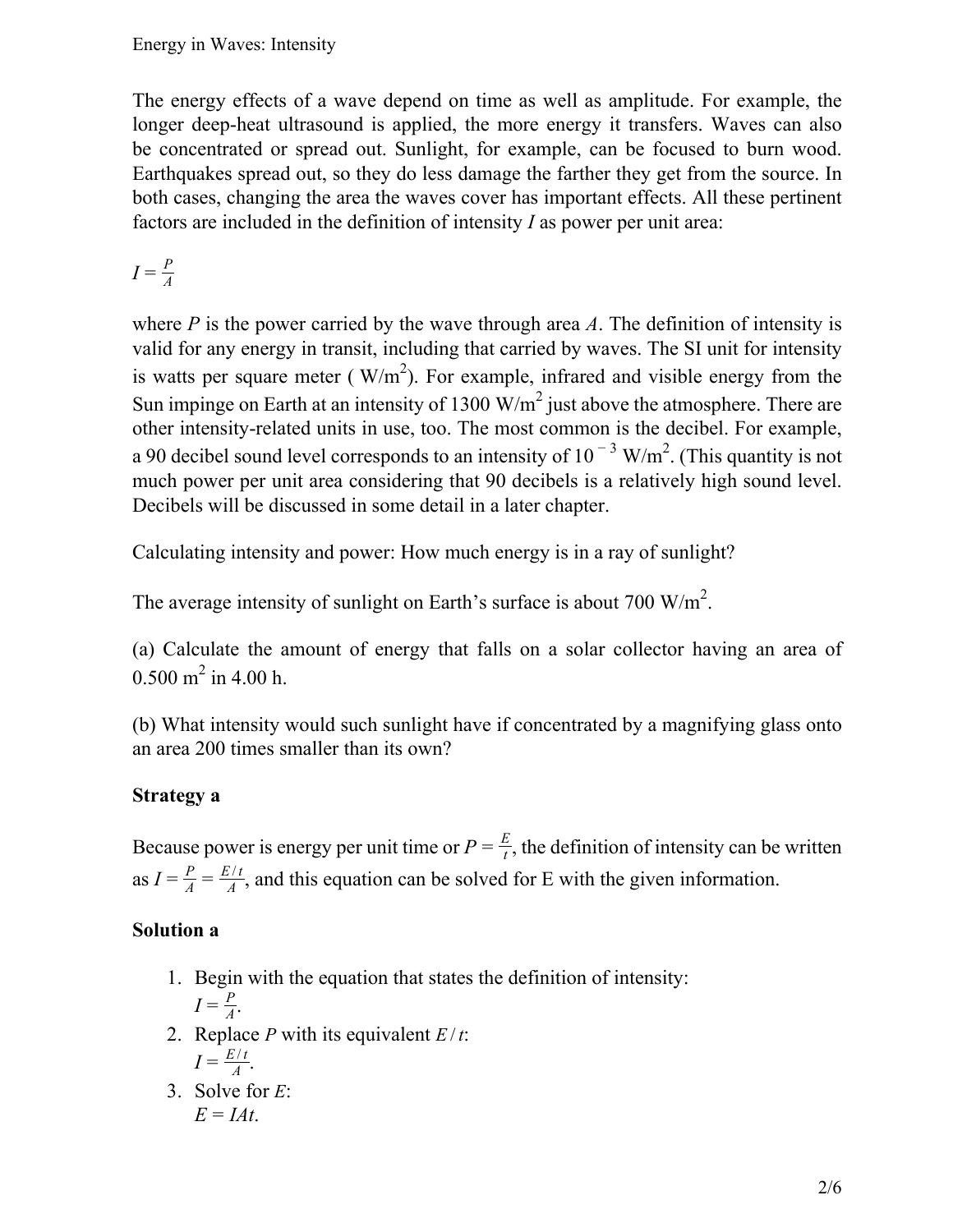The energy effects of a wave depend on time as well as amplitude. For example, the longer deep-heat ultrasound is applied, the more energy it transfers. Waves can also be concentrated or spread out. Sunlight, for example, can be focused to burn wood. Earthquakes spread out, so they do less damage the farther they get from the source. In both cases, changing the area the waves cover has important effects. All these pertinent factors are included in the definition of intensity $I$ as power per unit area:

$$I = \frac{P}{A}$$

where $P$ is the power carried by the wave through area $A$. The definition of intensity is valid for any energy in transit, including that carried by waves. The SI unit for intensity is watts per square meter ( $W/m^2$). For example, infrared and visible energy from the Sun impinge on Earth at an intensity of $1300\ W/m^2$ just above the atmosphere. There are other intensity-related units in use, too. The most common is the decibel. For example, a 90 decibel sound level corresponds to an intensity of $10^{-3}\ W/m^2$. (This quantity is not much power per unit area considering that 90 decibels is a relatively high sound level. Decibels will be discussed in some detail in a later chapter.

Calculating intensity and power: How much energy is in a ray of sunlight?

The average intensity of sunlight on Earth's surface is about $700\ W/m^2$.

(a) Calculate the amount of energy that falls on a solar collector having an area of $0.500\ m^2$ in 4.00 h.

(b) What intensity would such sunlight have if concentrated by a magnifying glass onto an area 200 times smaller than its own?

**Strategy a**

Because power is energy per unit time or $P = \frac{E}{t}$, the definition of intensity can be written as $I = \frac{P}{A} = \frac{E/t}{A}$, and this equation can be solved for E with the given information.

**Solution a**

1. Begin with the equation that states the definition of intensity:
   $I = \frac{P}{A}$.
2. Replace $P$ with its equivalent $E/t$:
   $I = \frac{E/t}{A}$.
3. Solve for $E$:
   $E = IAt$.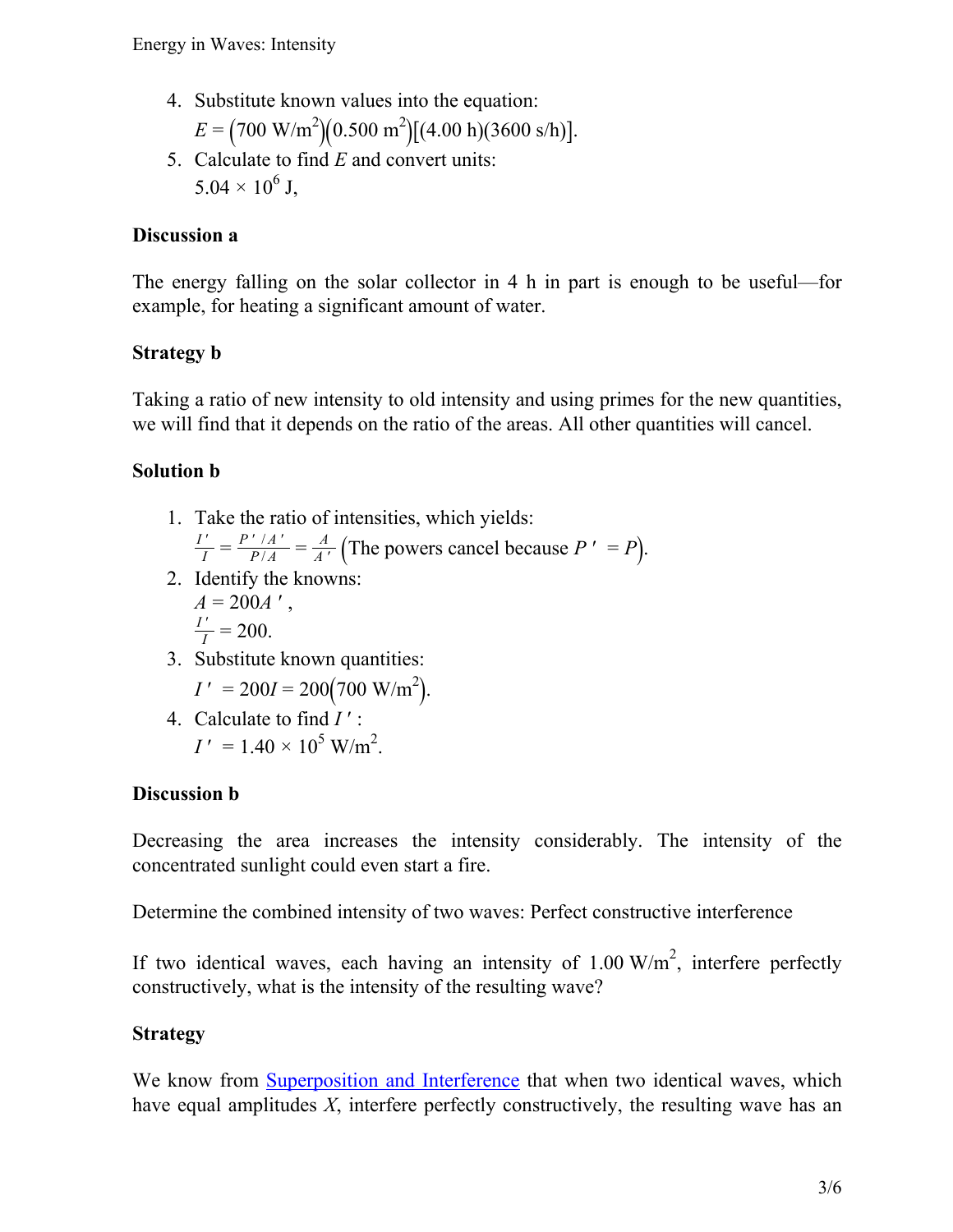4. Substitute known values into the equation:
   $E = \left(700\ \text{W/m}^2\right)\left(0.500\ \text{m}^2\right)\left[(4.00\ \text{h})(3600\ \text{s/h})\right]$.
5. Calculate to find $E$ and convert units:
   $5.04 \times 10^6\ \text{J}$,

### Discussion a

The energy falling on the solar collector in 4 h in part is enough to be useful—for example, for heating a significant amount of water.

### Strategy b

Taking a ratio of new intensity to old intensity and using primes for the new quantities, we will find that it depends on the ratio of the areas. All other quantities will cancel.

### Solution b

1. Take the ratio of intensities, which yields:
   $\frac{I'}{I} = \frac{P'/A'}{P/A} = \frac{A}{A'}$ (The powers cancel because $P' = P$).
2. Identify the knowns:
   $A = 200A'$,
   $\frac{I'}{I} = 200$.
3. Substitute known quantities:
   $I' = 200I = 200\left(700\ \text{W/m}^2\right)$.
4. Calculate to find $I'$:
   $I' = 1.40 \times 10^5\ \text{W/m}^2$.

### Discussion b

Decreasing the area increases the intensity considerably. The intensity of the concentrated sunlight could even start a fire.

Determine the combined intensity of two waves: Perfect constructive interference

If two identical waves, each having an intensity of $1.00\ \text{W/m}^2$, interfere perfectly constructively, what is the intensity of the resulting wave?

### Strategy

We know from Superposition and Interference that when two identical waves, which have equal amplitudes $X$, interfere perfectly constructively, the resulting wave has an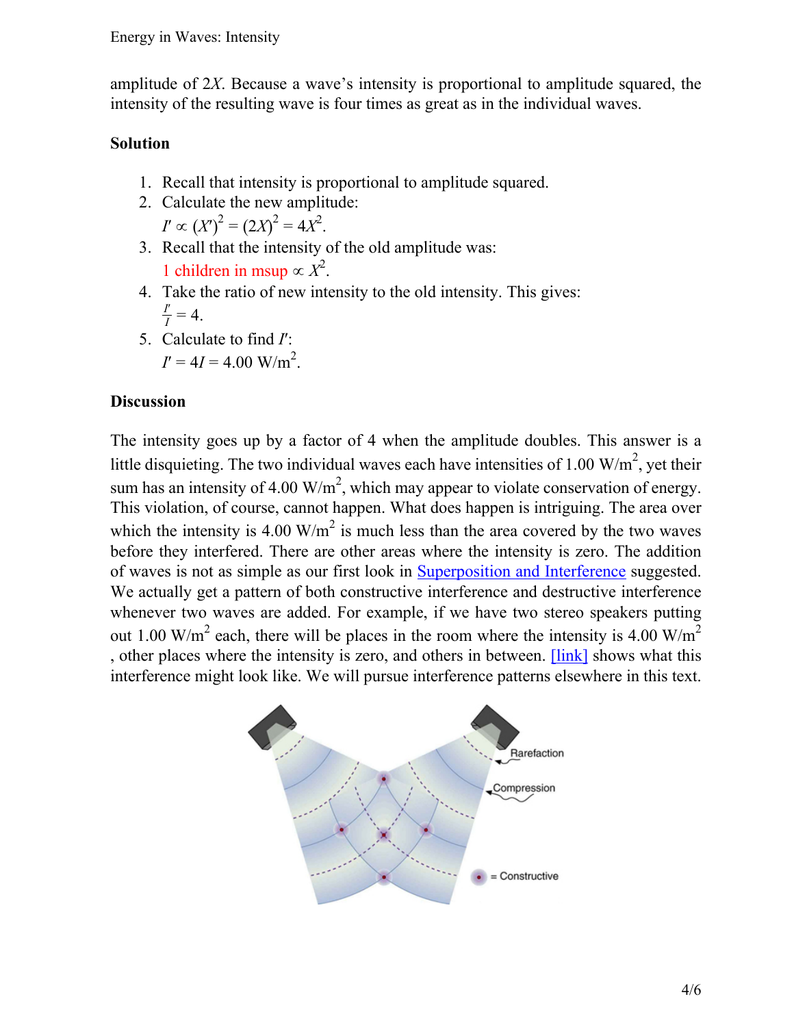amplitude of $2X$. Because a wave's intensity is proportional to amplitude squared, the intensity of the resulting wave is four times as great as in the individual waves.

**Solution**

1. Recall that intensity is proportional to amplitude squared.
2. Calculate the new amplitude:
   $I' \propto (X')^2 = (2X)^2 = 4X^2$.
3. Recall that the intensity of the old amplitude was:
   1 children in msup $\propto X^2$.
4. Take the ratio of new intensity to the old intensity. This gives:
   $\frac{I'}{I} = 4$.
5. Calculate to find $I'$:
   $I' = 4I = 4.00 \text{ W/m}^2$.

**Discussion**

The intensity goes up by a factor of 4 when the amplitude doubles. This answer is a little disquieting. The two individual waves each have intensities of $1.00 \text{ W/m}^2$, yet their sum has an intensity of $4.00 \text{ W/m}^2$, which may appear to violate conservation of energy. This violation, of course, cannot happen. What does happen is intriguing. The area over which the intensity is $4.00 \text{ W/m}^2$ is much less than the area covered by the two waves before they interfered. There are other areas where the intensity is zero. The addition of waves is not as simple as our first look in Superposition and Interference suggested. We actually get a pattern of both constructive interference and destructive interference whenever two waves are added. For example, if we have two stereo speakers putting out $1.00 \text{ W/m}^2$ each, there will be places in the room where the intensity is $4.00 \text{ W/m}^2$, other places where the intensity is zero, and others in between. [link] shows what this interference might look like. We will pursue interference patterns elsewhere in this text.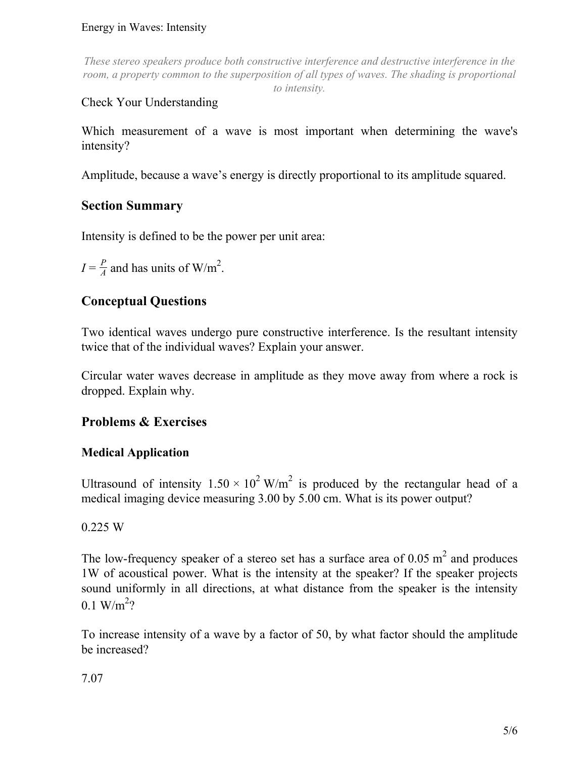*These stereo speakers produce both constructive interference and destructive interference in the room, a property common to the superposition of all types of waves. The shading is proportional to intensity.*

Check Your Understanding

Which measurement of a wave is most important when determining the wave's intensity?

Amplitude, because a wave's energy is directly proportional to its amplitude squared.

## Section Summary

Intensity is defined to be the power per unit area:

$I = \frac{P}{A}$ and has units of $W/m^2$.

## Conceptual Questions

Two identical waves undergo pure constructive interference. Is the resultant intensity twice that of the individual waves? Explain your answer.

Circular water waves decrease in amplitude as they move away from where a rock is dropped. Explain why.

## Problems & Exercises

### Medical Application

Ultrasound of intensity $1.50 \times 10^2 \text{ W/m}^2$ is produced by the rectangular head of a medical imaging device measuring 3.00 by 5.00 cm. What is its power output?

0.225 W

The low-frequency speaker of a stereo set has a surface area of $0.05 \text{ m}^2$ and produces 1W of acoustical power. What is the intensity at the speaker? If the speaker projects sound uniformly in all directions, at what distance from the speaker is the intensity $0.1 \text{ W/m}^2$?

To increase intensity of a wave by a factor of 50, by what factor should the amplitude be increased?

7.07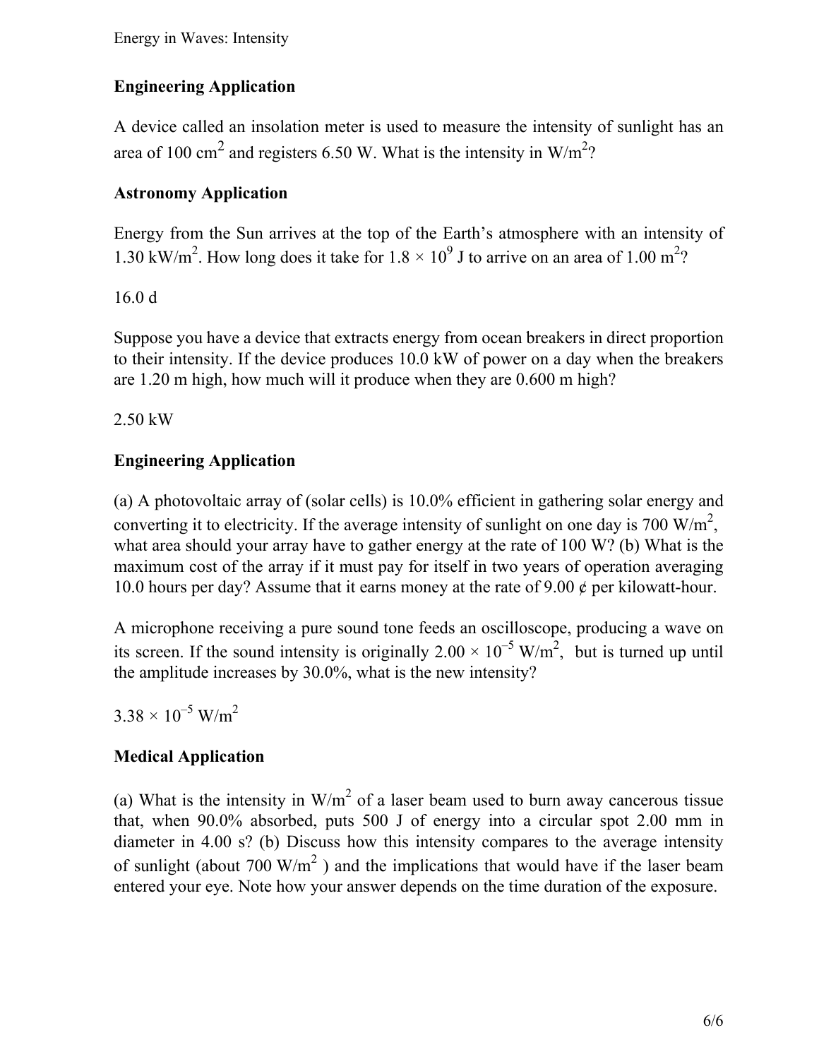**Engineering Application**

A device called an insolation meter is used to measure the intensity of sunlight has an area of 100 $cm^2$ and registers 6.50 W. What is the intensity in $W/m^2$?

**Astronomy Application**

Energy from the Sun arrives at the top of the Earth's atmosphere with an intensity of 1.30 $kW/m^2$. How long does it take for $1.8 \times 10^9$ J to arrive on an area of 1.00 $m^2$?

16.0 d

Suppose you have a device that extracts energy from ocean breakers in direct proportion to their intensity. If the device produces 10.0 kW of power on a day when the breakers are 1.20 m high, how much will it produce when they are 0.600 m high?

2.50 kW

**Engineering Application**

(a) A photovoltaic array of (solar cells) is 10.0% efficient in gathering solar energy and converting it to electricity. If the average intensity of sunlight on one day is 700 $W/m^2$, what area should your array have to gather energy at the rate of 100 W? (b) What is the maximum cost of the array if it must pay for itself in two years of operation averaging 10.0 hours per day? Assume that it earns money at the rate of 9.00 ¢ per kilowatt-hour.

A microphone receiving a pure sound tone feeds an oscilloscope, producing a wave on its screen. If the sound intensity is originally $2.00 \times 10^{-5}$ $W/m^2$, but is turned up until the amplitude increases by 30.0%, what is the new intensity?

$3.38 \times 10^{-5}$ $W/m^2$

**Medical Application**

(a) What is the intensity in $W/m^2$ of a laser beam used to burn away cancerous tissue that, when 90.0% absorbed, puts 500 J of energy into a circular spot 2.00 mm in diameter in 4.00 s? (b) Discuss how this intensity compares to the average intensity of sunlight (about 700 $W/m^2$ ) and the implications that would have if the laser beam entered your eye. Note how your answer depends on the time duration of the exposure.